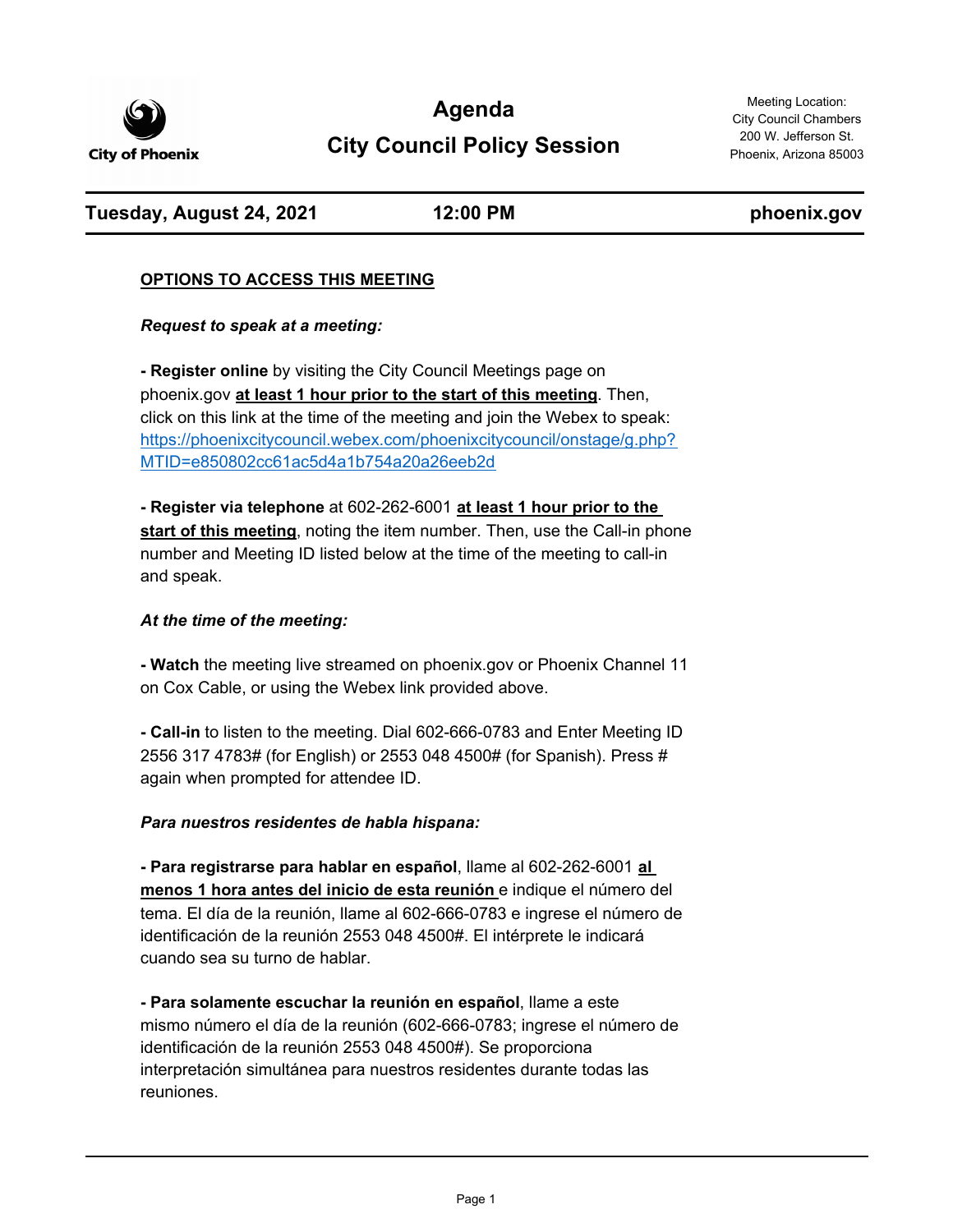City of Phoenix

# Agenda

# City Council Policy Session

Meeting Location:
City Council Chambers
200 W. Jefferson St.
Phoenix, Arizona 85003

**Tuesday, August 24, 2021** **12:00 PM** **phoenix.gov**

**OPTIONS TO ACCESS THIS MEETING**

***Request to speak at a meeting:***

**- Register online** by visiting the City Council Meetings page on phoenix.gov **at least 1 hour prior to the start of this meeting**. Then, click on this link at the time of the meeting and join the Webex to speak: https://phoenixcitycouncil.webex.com/phoenixcitycouncil/onstage/g.php?MTID=e850802cc61ac5d4a1b754a20a26eeb2d

**- Register via telephone** at 602-262-6001 **at least 1 hour prior to the start of this meeting**, noting the item number. Then, use the Call-in phone number and Meeting ID listed below at the time of the meeting to call-in and speak.

***At the time of the meeting:***

**- Watch** the meeting live streamed on phoenix.gov or Phoenix Channel 11 on Cox Cable, or using the Webex link provided above.

**- Call-in** to listen to the meeting. Dial 602-666-0783 and Enter Meeting ID 2556 317 4783# (for English) or 2553 048 4500# (for Spanish). Press # again when prompted for attendee ID.

***Para nuestros residentes de habla hispana:***

**- Para registrarse para hablar en español**, llame al 602-262-6001 **al menos 1 hora antes del inicio de esta reunión** e indique el número del tema. El día de la reunión, llame al 602-666-0783 e ingrese el número de identificación de la reunión 2553 048 4500#. El intérprete le indicará cuando sea su turno de hablar.

**- Para solamente escuchar la reunión en español**, llame a este mismo número el día de la reunión (602-666-0783; ingrese el número de identificación de la reunión 2553 048 4500#). Se proporciona interpretación simultánea para nuestros residentes durante todas las reuniones.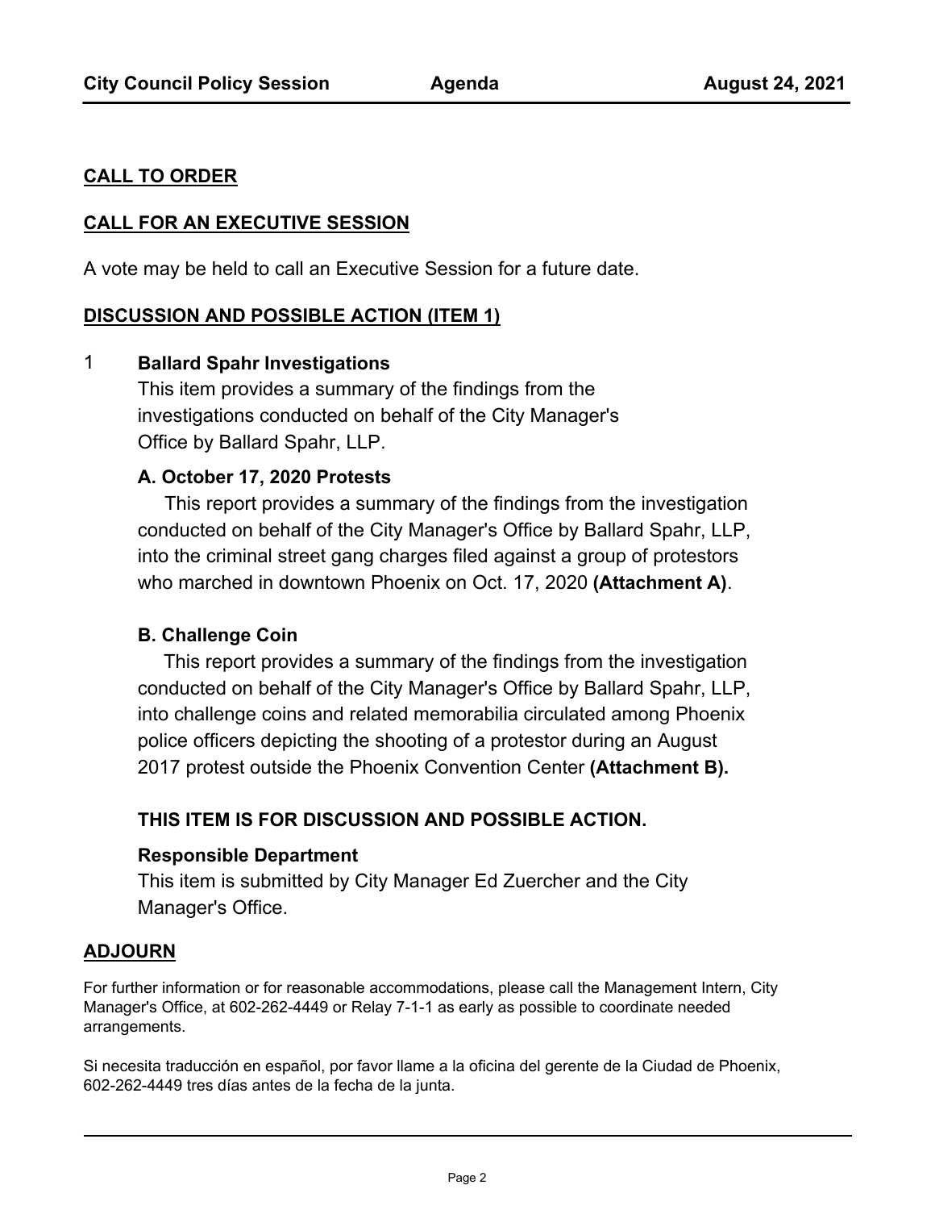## CALL TO ORDER

## CALL FOR AN EXECUTIVE SESSION

A vote may be held to call an Executive Session for a future date.

## DISCUSSION AND POSSIBLE ACTION (ITEM 1)

1 **Ballard Spahr Investigations**

This item provides a summary of the findings from the investigations conducted on behalf of the City Manager's Office by Ballard Spahr, LLP.

**A. October 17, 2020 Protests**

This report provides a summary of the findings from the investigation conducted on behalf of the City Manager's Office by Ballard Spahr, LLP, into the criminal street gang charges filed against a group of protestors who marched in downtown Phoenix on Oct. 17, 2020 **(Attachment A)**.

**B. Challenge Coin**

This report provides a summary of the findings from the investigation conducted on behalf of the City Manager's Office by Ballard Spahr, LLP, into challenge coins and related memorabilia circulated among Phoenix police officers depicting the shooting of a protestor during an August 2017 protest outside the Phoenix Convention Center **(Attachment B).**

**THIS ITEM IS FOR DISCUSSION AND POSSIBLE ACTION.**

**Responsible Department**

This item is submitted by City Manager Ed Zuercher and the City Manager's Office.

## ADJOURN

For further information or for reasonable accommodations, please call the Management Intern, City Manager's Office, at 602-262-4449 or Relay 7-1-1 as early as possible to coordinate needed arrangements.

Si necesita traducción en español, por favor llame a la oficina del gerente de la Ciudad de Phoenix, 602-262-4449 tres días antes de la fecha de la junta.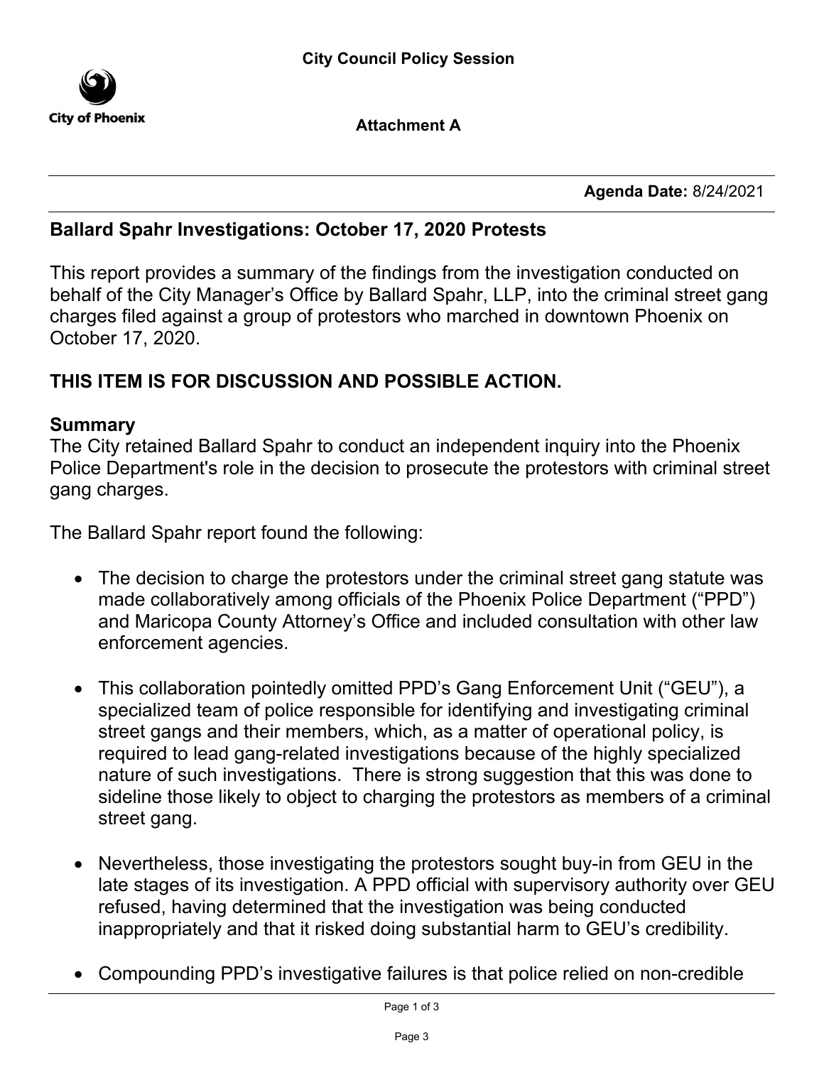City Council Policy Session

City of Phoenix

Attachment A

**Agenda Date:** 8/24/2021

## Ballard Spahr Investigations: October 17, 2020 Protests

This report provides a summary of the findings from the investigation conducted on behalf of the City Manager's Office by Ballard Spahr, LLP, into the criminal street gang charges filed against a group of protestors who marched in downtown Phoenix on October 17, 2020.

**THIS ITEM IS FOR DISCUSSION AND POSSIBLE ACTION.**

### Summary

The City retained Ballard Spahr to conduct an independent inquiry into the Phoenix Police Department's role in the decision to prosecute the protestors with criminal street gang charges.

The Ballard Spahr report found the following:

- The decision to charge the protestors under the criminal street gang statute was made collaboratively among officials of the Phoenix Police Department ("PPD") and Maricopa County Attorney's Office and included consultation with other law enforcement agencies.

- This collaboration pointedly omitted PPD's Gang Enforcement Unit ("GEU"), a specialized team of police responsible for identifying and investigating criminal street gangs and their members, which, as a matter of operational policy, is required to lead gang-related investigations because of the highly specialized nature of such investigations. There is strong suggestion that this was done to sideline those likely to object to charging the protestors as members of a criminal street gang.

- Nevertheless, those investigating the protestors sought buy-in from GEU in the late stages of its investigation. A PPD official with supervisory authority over GEU refused, having determined that the investigation was being conducted inappropriately and that it risked doing substantial harm to GEU's credibility.

- Compounding PPD's investigative failures is that police relied on non-credible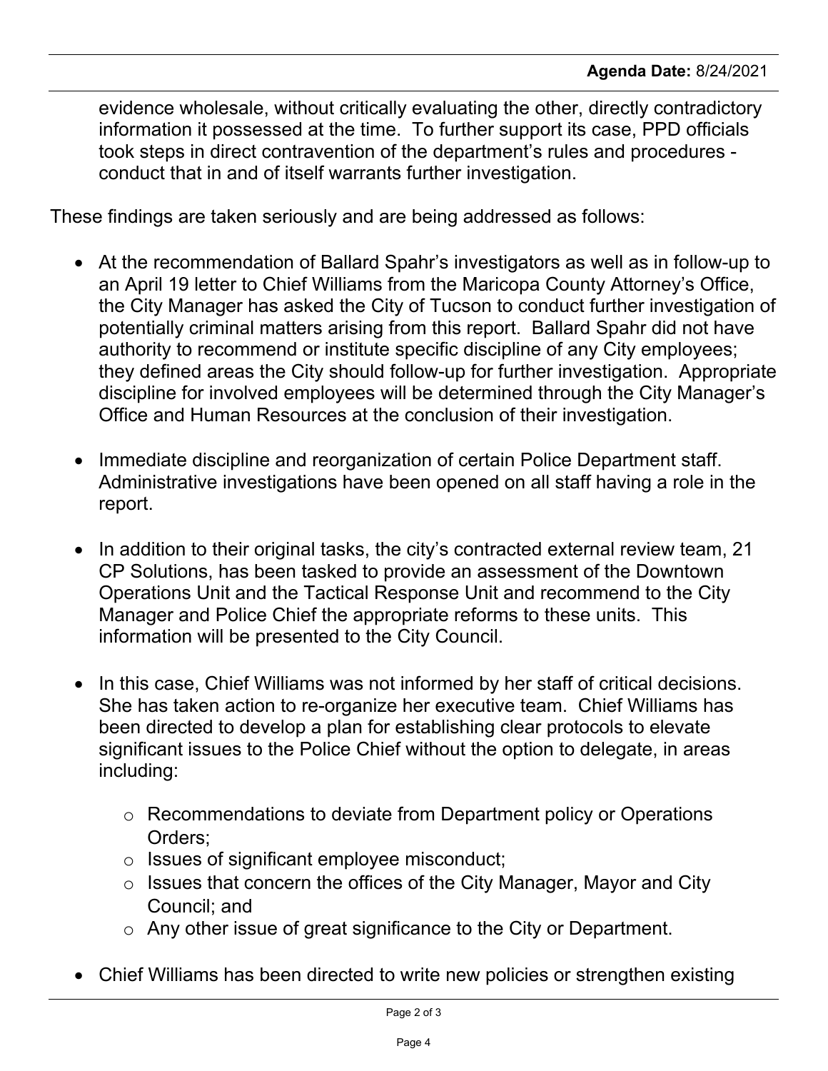evidence wholesale, without critically evaluating the other, directly contradictory information it possessed at the time. To further support its case, PPD officials took steps in direct contravention of the department's rules and procedures - conduct that in and of itself warrants further investigation.

These findings are taken seriously and are being addressed as follows:

- At the recommendation of Ballard Spahr's investigators as well as in follow-up to an April 19 letter to Chief Williams from the Maricopa County Attorney's Office, the City Manager has asked the City of Tucson to conduct further investigation of potentially criminal matters arising from this report. Ballard Spahr did not have authority to recommend or institute specific discipline of any City employees; they defined areas the City should follow-up for further investigation. Appropriate discipline for involved employees will be determined through the City Manager's Office and Human Resources at the conclusion of their investigation.

- Immediate discipline and reorganization of certain Police Department staff. Administrative investigations have been opened on all staff having a role in the report.

- In addition to their original tasks, the city's contracted external review team, 21 CP Solutions, has been tasked to provide an assessment of the Downtown Operations Unit and the Tactical Response Unit and recommend to the City Manager and Police Chief the appropriate reforms to these units. This information will be presented to the City Council.

- In this case, Chief Williams was not informed by her staff of critical decisions. She has taken action to re-organize her executive team. Chief Williams has been directed to develop a plan for establishing clear protocols to elevate significant issues to the Police Chief without the option to delegate, in areas including:
  - Recommendations to deviate from Department policy or Operations Orders;
  - Issues of significant employee misconduct;
  - Issues that concern the offices of the City Manager, Mayor and City Council; and
  - Any other issue of great significance to the City or Department.

- Chief Williams has been directed to write new policies or strengthen existing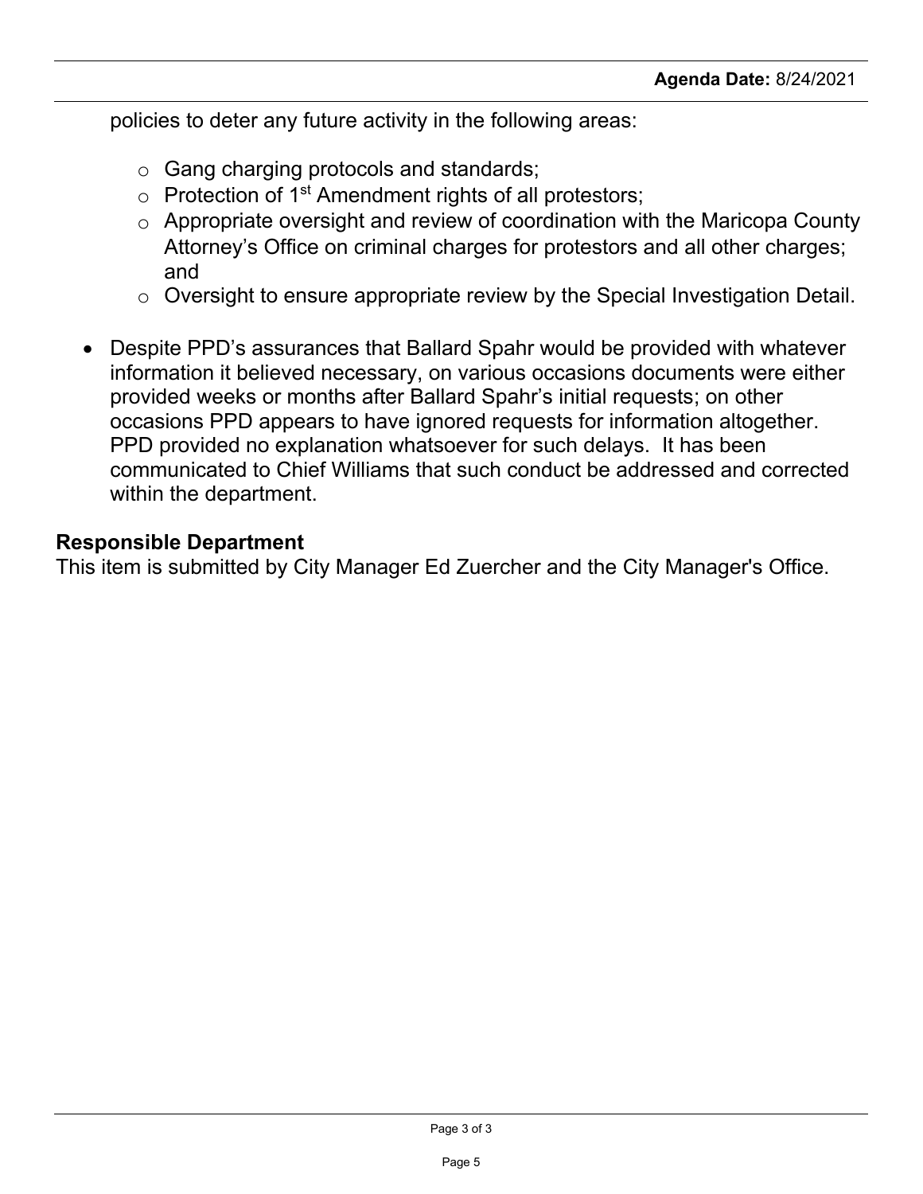policies to deter any future activity in the following areas:

  - Gang charging protocols and standards;
  - Protection of 1st Amendment rights of all protestors;
  - Appropriate oversight and review of coordination with the Maricopa County Attorney's Office on criminal charges for protestors and all other charges; and
  - Oversight to ensure appropriate review by the Special Investigation Detail.

- Despite PPD's assurances that Ballard Spahr would be provided with whatever information it believed necessary, on various occasions documents were either provided weeks or months after Ballard Spahr's initial requests; on other occasions PPD appears to have ignored requests for information altogether. PPD provided no explanation whatsoever for such delays. It has been communicated to Chief Williams that such conduct be addressed and corrected within the department.

**Responsible Department**

This item is submitted by City Manager Ed Zuercher and the City Manager's Office.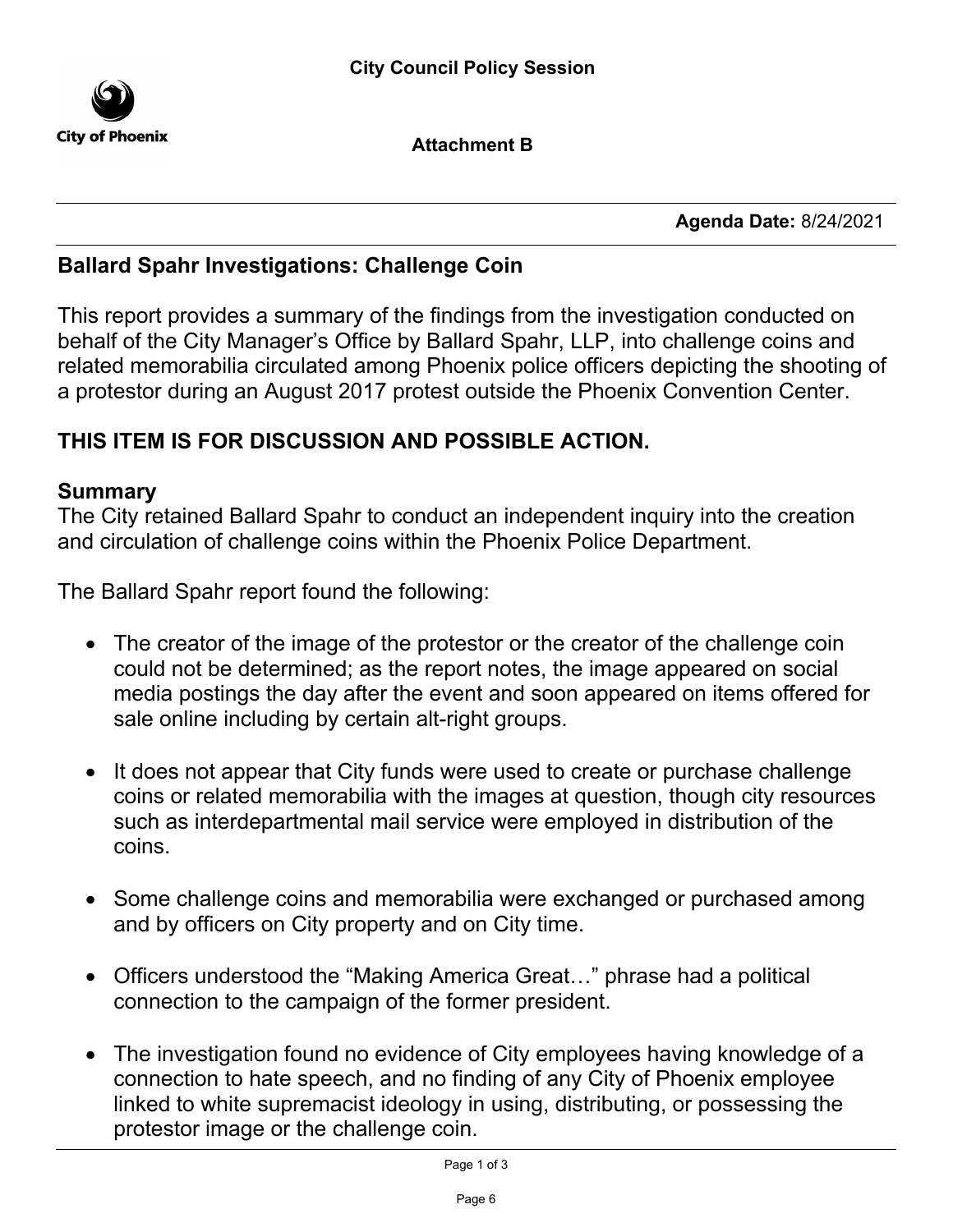City Council Policy Session

City of Phoenix

**Attachment B**

**Agenda Date:** 8/24/2021

## Ballard Spahr Investigations: Challenge Coin

This report provides a summary of the findings from the investigation conducted on behalf of the City Manager's Office by Ballard Spahr, LLP, into challenge coins and related memorabilia circulated among Phoenix police officers depicting the shooting of a protestor during an August 2017 protest outside the Phoenix Convention Center.

**THIS ITEM IS FOR DISCUSSION AND POSSIBLE ACTION.**

### Summary

The City retained Ballard Spahr to conduct an independent inquiry into the creation and circulation of challenge coins within the Phoenix Police Department.

The Ballard Spahr report found the following:

- The creator of the image of the protestor or the creator of the challenge coin could not be determined; as the report notes, the image appeared on social media postings the day after the event and soon appeared on items offered for sale online including by certain alt-right groups.
- It does not appear that City funds were used to create or purchase challenge coins or related memorabilia with the images at question, though city resources such as interdepartmental mail service were employed in distribution of the coins.
- Some challenge coins and memorabilia were exchanged or purchased among and by officers on City property and on City time.
- Officers understood the "Making America Great…" phrase had a political connection to the campaign of the former president.
- The investigation found no evidence of City employees having knowledge of a connection to hate speech, and no finding of any City of Phoenix employee linked to white supremacist ideology in using, distributing, or possessing the protestor image or the challenge coin.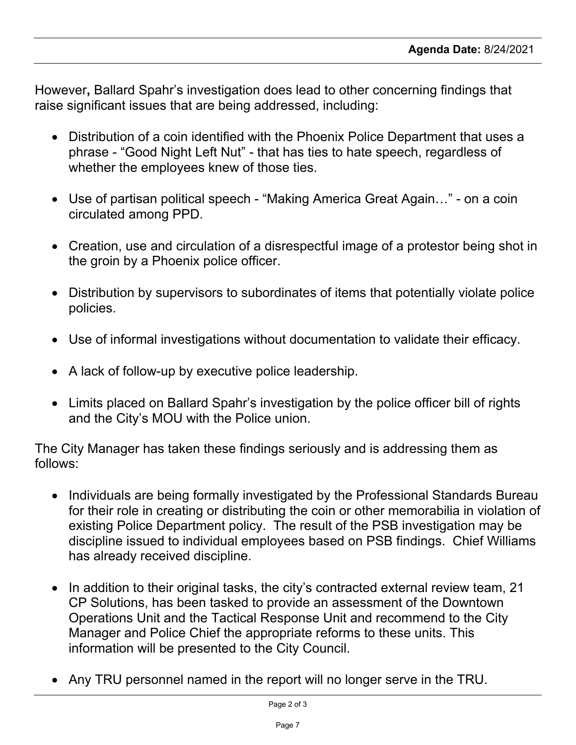**Agenda Date:** 8/24/2021

However**,** Ballard Spahr's investigation does lead to other concerning findings that raise significant issues that are being addressed, including:

- Distribution of a coin identified with the Phoenix Police Department that uses a phrase - "Good Night Left Nut" - that has ties to hate speech, regardless of whether the employees knew of those ties.
- Use of partisan political speech - "Making America Great Again…" - on a coin circulated among PPD.
- Creation, use and circulation of a disrespectful image of a protestor being shot in the groin by a Phoenix police officer.
- Distribution by supervisors to subordinates of items that potentially violate police policies.
- Use of informal investigations without documentation to validate their efficacy.
- A lack of follow-up by executive police leadership.
- Limits placed on Ballard Spahr's investigation by the police officer bill of rights and the City's MOU with the Police union.

The City Manager has taken these findings seriously and is addressing them as follows:

- Individuals are being formally investigated by the Professional Standards Bureau for their role in creating or distributing the coin or other memorabilia in violation of existing Police Department policy. The result of the PSB investigation may be discipline issued to individual employees based on PSB findings. Chief Williams has already received discipline.
- In addition to their original tasks, the city's contracted external review team, 21 CP Solutions, has been tasked to provide an assessment of the Downtown Operations Unit and the Tactical Response Unit and recommend to the City Manager and Police Chief the appropriate reforms to these units. This information will be presented to the City Council.
- Any TRU personnel named in the report will no longer serve in the TRU.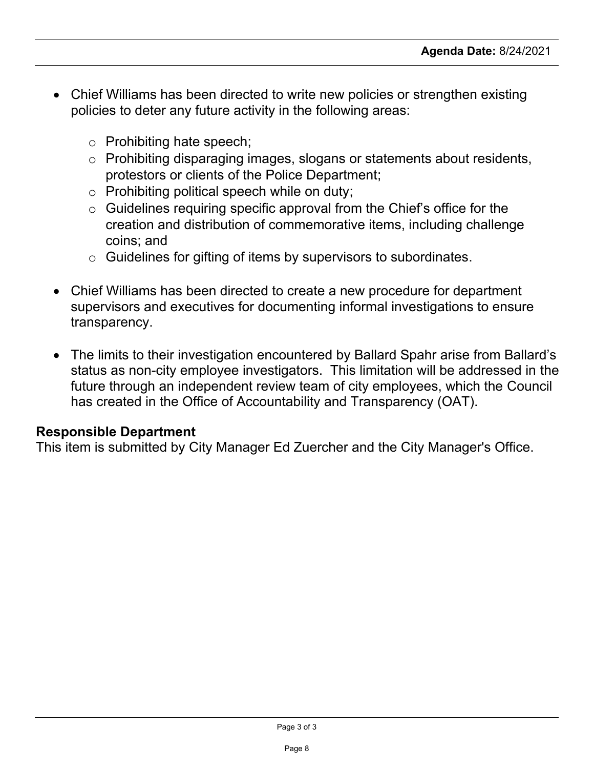- Chief Williams has been directed to write new policies or strengthen existing policies to deter any future activity in the following areas:
  - Prohibiting hate speech;
  - Prohibiting disparaging images, slogans or statements about residents, protestors or clients of the Police Department;
  - Prohibiting political speech while on duty;
  - Guidelines requiring specific approval from the Chief's office for the creation and distribution of commemorative items, including challenge coins; and
  - Guidelines for gifting of items by supervisors to subordinates.
- Chief Williams has been directed to create a new procedure for department supervisors and executives for documenting informal investigations to ensure transparency.
- The limits to their investigation encountered by Ballard Spahr arise from Ballard's status as non-city employee investigators. This limitation will be addressed in the future through an independent review team of city employees, which the Council has created in the Office of Accountability and Transparency (OAT).

**Responsible Department**

This item is submitted by City Manager Ed Zuercher and the City Manager's Office.